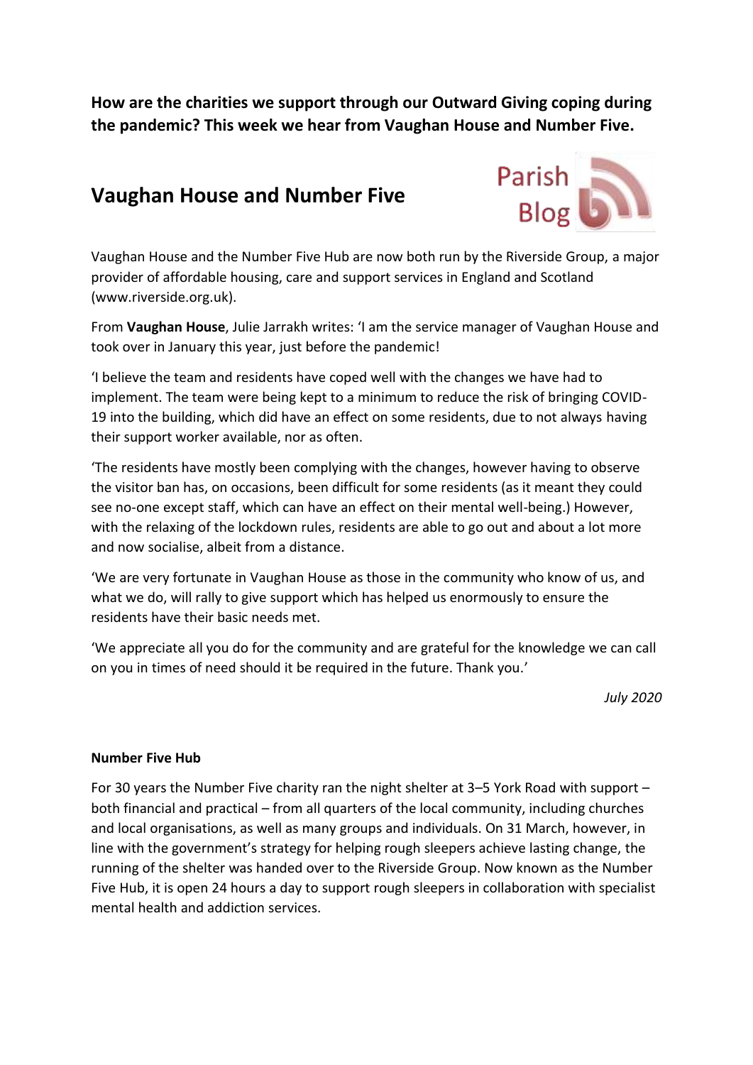**How are the charities we support through our Outward Giving coping during the pandemic? This week we hear from Vaughan House and Number Five.**

## Vaughan House and Number Five

Parish Blog

Vaughan House and the Number Five Hub are now both run by the Riverside Group, a major provider of affordable housing, care and support services in England and Scotland (www.riverside.org.uk).

From **Vaughan House**, Julie Jarrakh writes: 'I am the service manager of Vaughan House and took over in January this year, just before the pandemic!

'I believe the team and residents have coped well with the changes we have had to implement. The team were being kept to a minimum to reduce the risk of bringing COVID-19 into the building, which did have an effect on some residents, due to not always having their support worker available, nor as often.

'The residents have mostly been complying with the changes, however having to observe the visitor ban has, on occasions, been difficult for some residents (as it meant they could see no-one except staff, which can have an effect on their mental well-being.) However, with the relaxing of the lockdown rules, residents are able to go out and about a lot more and now socialise, albeit from a distance.

'We are very fortunate in Vaughan House as those in the community who know of us, and what we do, will rally to give support which has helped us enormously to ensure the residents have their basic needs met.

'We appreciate all you do for the community and are grateful for the knowledge we can call on you in times of need should it be required in the future. Thank you.'

*July 2020*

**Number Five Hub**

For 30 years the Number Five charity ran the night shelter at 3–5 York Road with support – both financial and practical – from all quarters of the local community, including churches and local organisations, as well as many groups and individuals. On 31 March, however, in line with the government's strategy for helping rough sleepers achieve lasting change, the running of the shelter was handed over to the Riverside Group. Now known as the Number Five Hub, it is open 24 hours a day to support rough sleepers in collaboration with specialist mental health and addiction services.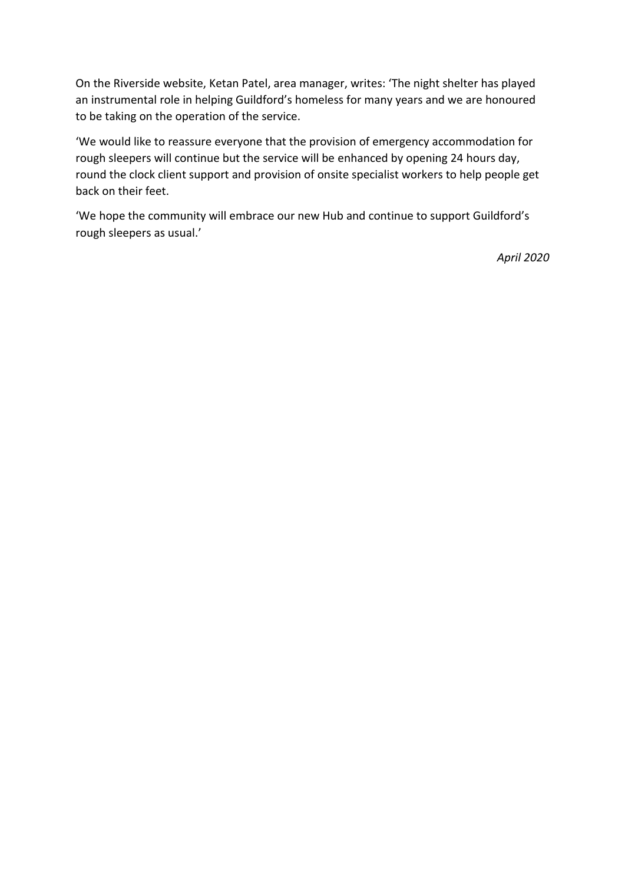On the Riverside website, Ketan Patel, area manager, writes: 'The night shelter has played an instrumental role in helping Guildford's homeless for many years and we are honoured to be taking on the operation of the service.

'We would like to reassure everyone that the provision of emergency accommodation for rough sleepers will continue but the service will be enhanced by opening 24 hours day, round the clock client support and provision of onsite specialist workers to help people get back on their feet.

'We hope the community will embrace our new Hub and continue to support Guildford's rough sleepers as usual.'

*April 2020*